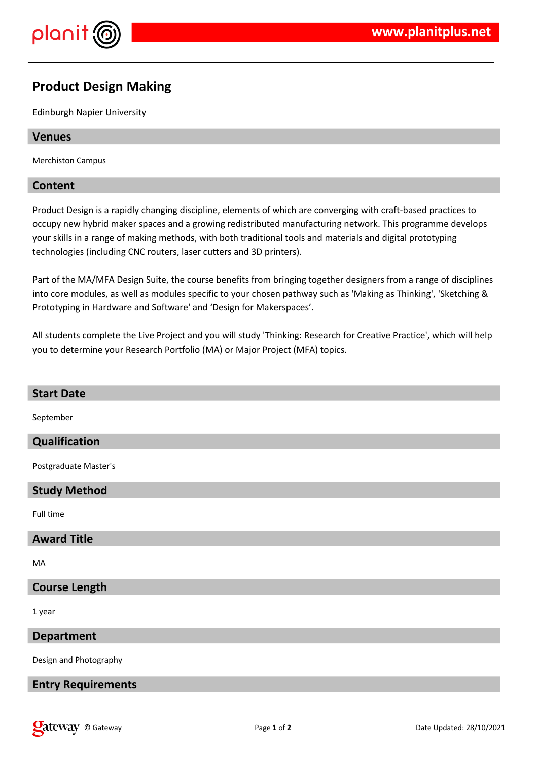# Product Design Making

Edinburgh Napier University

## Venues

Merchiston Campus

## Content

Product Design is a rapidly changing discipline, elements of which are converging with craft-based practices to occupy new hybrid maker spaces and a growing redistributed manufacturing network. This programme develops your skills in a range of making methods, with both traditional tools and materials and digital prototyping technologies (including CNC routers, laser cutters and 3D printers).

Part of the MA/MFA Design Suite, the course benefits from bringing together designers from a range of disciplines into core modules, as well as modules specific to your chosen pathway such as 'Making as Thinking', 'Sketching & Prototyping in Hardware and Software' and 'Design for Makerspaces'.

All students complete the Live Project and you will study 'Thinking: Research for Creative Practice', which will help you to determine your Research Portfolio (MA) or Major Project (MFA) topics.

## Start Date

September

## Qualification

Postgraduate Master's

## Study Method

Full time

## Award Title

MA

## Course Length

1 year

## Department

Design and Photography

## Entry Requirements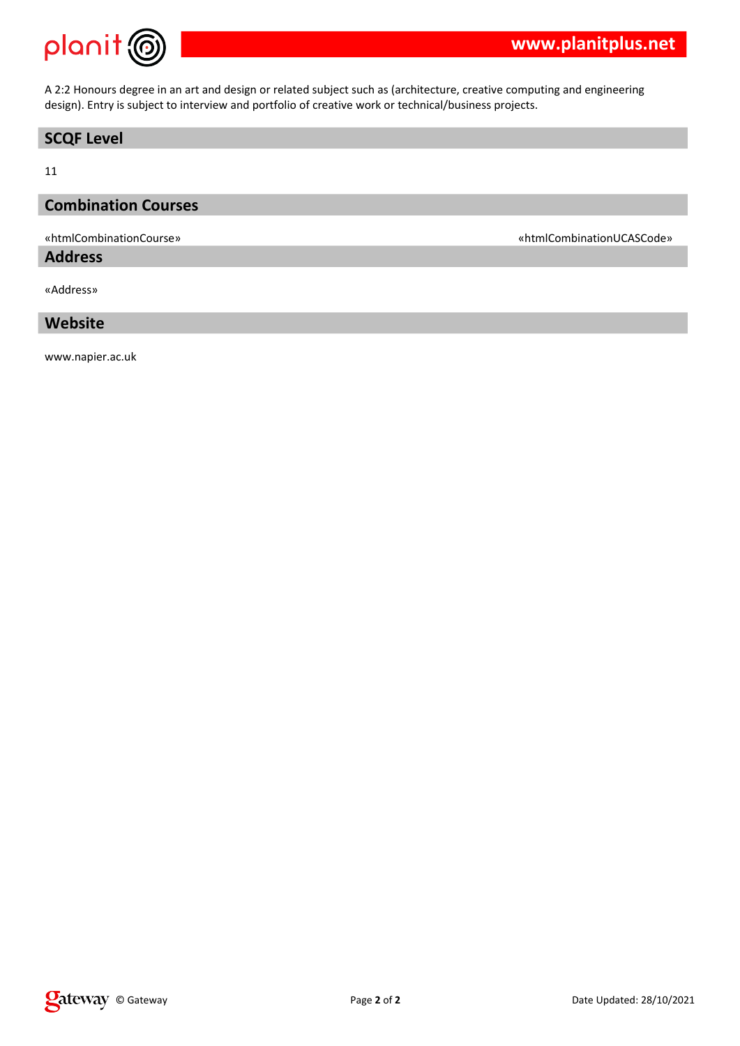A 2:2 Honours degree in an art and design or related subject such as (architecture, creative computing and engineering design). Entry is subject to interview and portfolio of creative work or technical/business projects.

## SCQF Level

11

## Combination Courses

«htmlCombinationCourse» «htmlCombinationUCASCode»

## Address

«Address»

## Website

www.napier.ac.uk